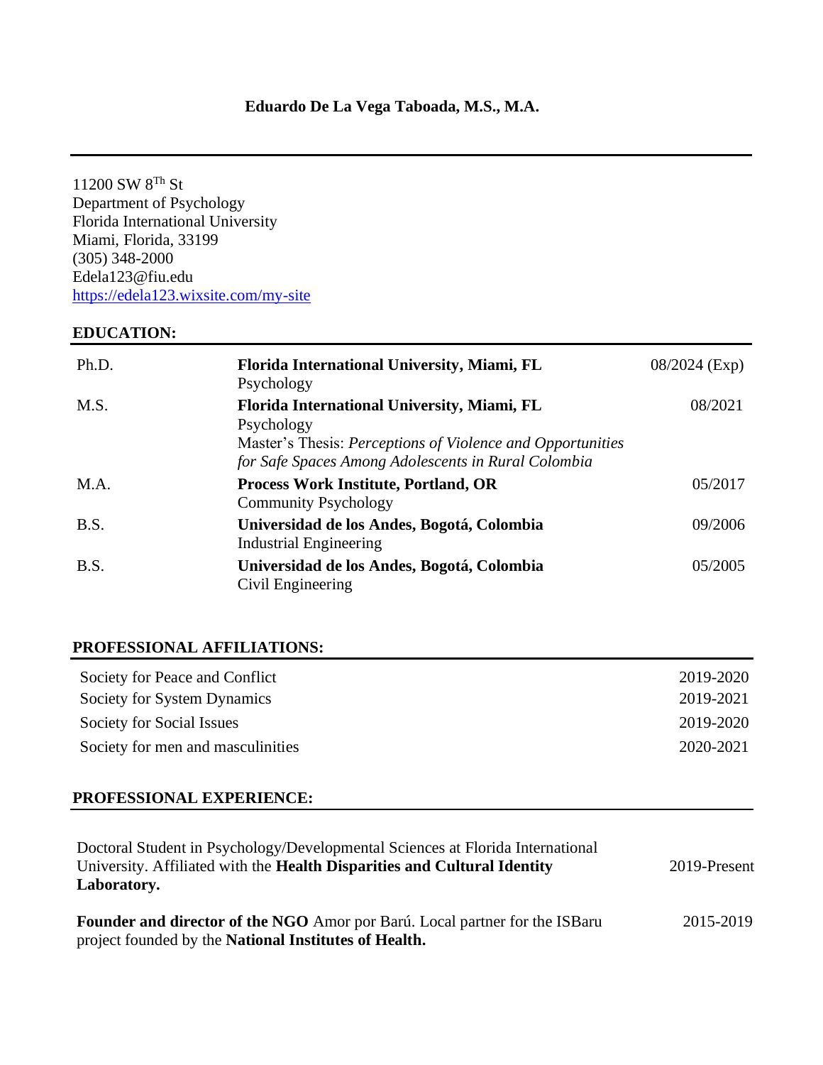# Eduardo De La Vega Taboada, M.S., M.A.

11200 SW 8[Th] St
Department of Psychology
Florida International University
Miami, Florida, 33199
(305) 348-2000
Edela123@fiu.edu
https://edela123.wixsite.com/my-site

## EDUCATION:

| | | |
|---|---|---|
| Ph.D. | **Florida International University, Miami, FL**<br>Psychology | 08/2024 (Exp) |
| M.S. | **Florida International University, Miami, FL**<br>Psychology<br>Master's Thesis: *Perceptions of Violence and Opportunities for Safe Spaces Among Adolescents in Rural Colombia* | 08/2021 |
| M.A. | **Process Work Institute, Portland, OR**<br>Community Psychology | 05/2017 |
| B.S. | **Universidad de los Andes, Bogotá, Colombia**<br>Industrial Engineering | 09/2006 |
| B.S. | **Universidad de los Andes, Bogotá, Colombia**<br>Civil Engineering | 05/2005 |

## PROFESSIONAL AFFILIATIONS:

| | |
|---|---|
| Society for Peace and Conflict | 2019-2020 |
| Society for System Dynamics | 2019-2021 |
| Society for Social Issues | 2019-2020 |
| Society for men and masculinities | 2020-2021 |

## PROFESSIONAL EXPERIENCE:

| | |
|---|---|
| Doctoral Student in Psychology/Developmental Sciences at Florida International University. Affiliated with the **Health Disparities and Cultural Identity Laboratory.** | 2019-Present |
| **Founder and director of the NGO** Amor por Barú. Local partner for the ISBaru project founded by the **National Institutes of Health.** | 2015-2019 |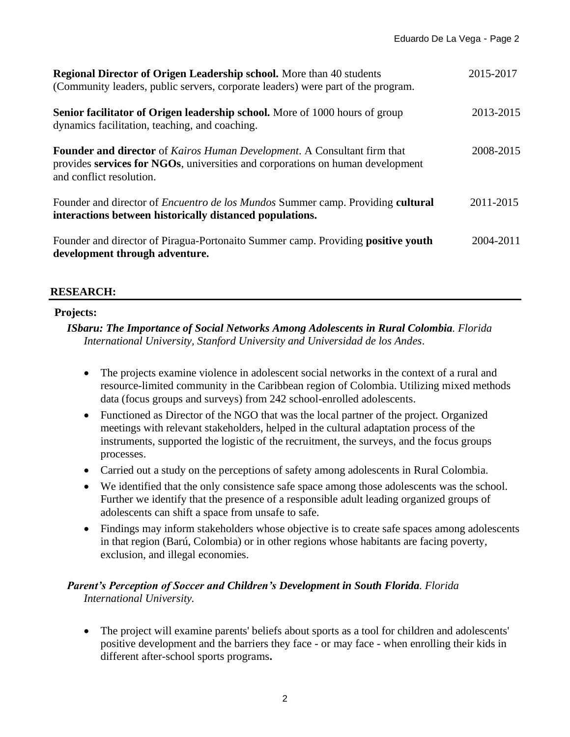**Regional Director of Origen Leadership school.** More than 40 students (Community leaders, public servers, corporate leaders) were part of the program. 2015-2017

**Senior facilitator of Origen leadership school.** More of 1000 hours of group dynamics facilitation, teaching, and coaching. 2013-2015

**Founder and director** of *Kairos Human Development*. A Consultant firm that provides **services for NGOs**, universities and corporations on human development and conflict resolution. 2008-2015

Founder and director of *Encuentro de los Mundos* Summer camp. Providing **cultural interactions between historically distanced populations.** 2011-2015

Founder and director of Piragua-Portonaito Summer camp. Providing **positive youth development through adventure.** 2004-2011

## RESEARCH:

### Projects:

***ISbaru: The Importance of Social Networks Among Adolescents in Rural Colombia****. Florida International University, Stanford University and Universidad de los Andes*.

- The projects examine violence in adolescent social networks in the context of a rural and resource-limited community in the Caribbean region of Colombia. Utilizing mixed methods data (focus groups and surveys) from 242 school-enrolled adolescents.
- Functioned as Director of the NGO that was the local partner of the project. Organized meetings with relevant stakeholders, helped in the cultural adaptation process of the instruments, supported the logistic of the recruitment, the surveys, and the focus groups processes.
- Carried out a study on the perceptions of safety among adolescents in Rural Colombia.
- We identified that the only consistence safe space among those adolescents was the school. Further we identify that the presence of a responsible adult leading organized groups of adolescents can shift a space from unsafe to safe.
- Findings may inform stakeholders whose objective is to create safe spaces among adolescents in that region (Barú, Colombia) or in other regions whose habitants are facing poverty, exclusion, and illegal economies.

***Parent's Perception of Soccer and Children's Development in South Florida****. Florida International University.*

- The project will examine parents' beliefs about sports as a tool for children and adolescents' positive development and the barriers they face - or may face - when enrolling their kids in different after-school sports programs**.**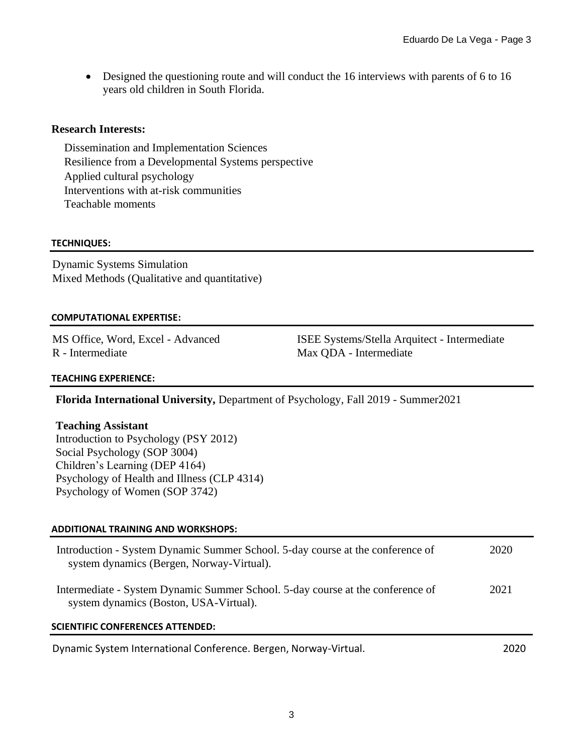- Designed the questioning route and will conduct the 16 interviews with parents of 6 to 16 years old children in South Florida.

**Research Interests:**

Dissemination and Implementation Sciences
Resilience from a Developmental Systems perspective
Applied cultural psychology
Interventions with at-risk communities
Teachable moments

## TECHNIQUES:

Dynamic Systems Simulation
Mixed Methods (Qualitative and quantitative)

## COMPUTATIONAL EXPERTISE:

MS Office, Word, Excel - Advanced
R - Intermediate
ISEE Systems/Stella Arquitect - Intermediate
Max QDA - Intermediate

## TEACHING EXPERIENCE:

**Florida International University,** Department of Psychology, Fall 2019 - Summer2021

**Teaching Assistant**
Introduction to Psychology (PSY 2012)
Social Psychology (SOP 3004)
Children's Learning (DEP 4164)
Psychology of Health and Illness (CLP 4314)
Psychology of Women (SOP 3742)

## ADDITIONAL TRAINING AND WORKSHOPS:

Introduction - System Dynamic Summer School. 5-day course at the conference of system dynamics (Bergen, Norway-Virtual). 2020

Intermediate - System Dynamic Summer School. 5-day course at the conference of system dynamics (Boston, USA-Virtual). 2021

## SCIENTIFIC CONFERENCES ATTENDED:

Dynamic System International Conference. Bergen, Norway-Virtual. 2020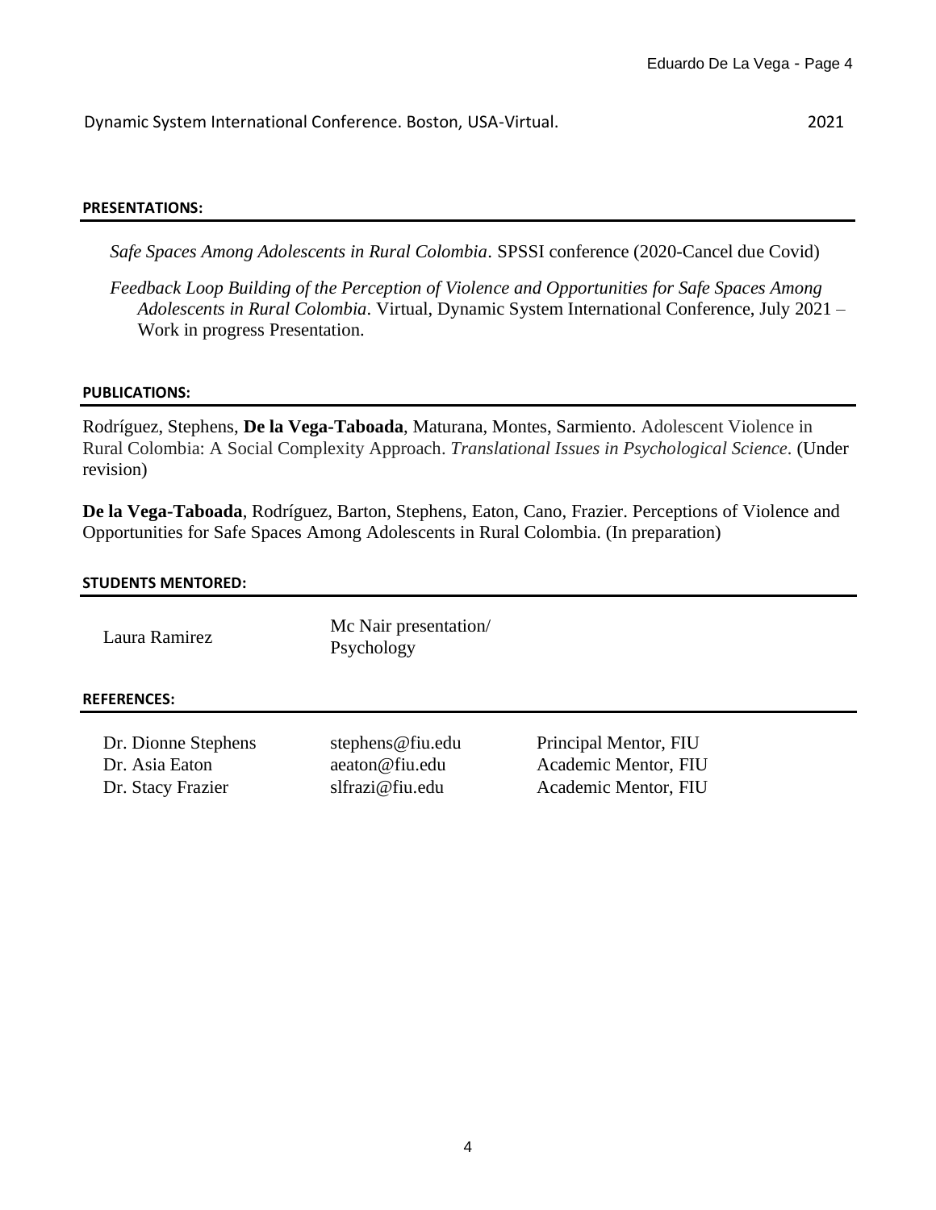Dynamic System International Conference. Boston, USA-Virtual. 2021

## PRESENTATIONS:

*Safe Spaces Among Adolescents in Rural Colombia*. SPSSI conference (2020-Cancel due Covid)

*Feedback Loop Building of the Perception of Violence and Opportunities for Safe Spaces Among Adolescents in Rural Colombia*. Virtual, Dynamic System International Conference, July 2021 – Work in progress Presentation.

## PUBLICATIONS:

Rodríguez, Stephens, **De la Vega-Taboada**, Maturana, Montes, Sarmiento. Adolescent Violence in Rural Colombia: A Social Complexity Approach. *Translational Issues in Psychological Science*. (Under revision)

**De la Vega-Taboada**, Rodríguez, Barton, Stephens, Eaton, Cano, Frazier. Perceptions of Violence and Opportunities for Safe Spaces Among Adolescents in Rural Colombia. (In preparation)

## STUDENTS MENTORED:

| | |
|---|---|
| Laura Ramirez | Mc Nair presentation/ Psychology |

## REFERENCES:

| | | |
|---|---|---|
| Dr. Dionne Stephens | stephens@fiu.edu | Principal Mentor, FIU |
| Dr. Asia Eaton | aeaton@fiu.edu | Academic Mentor, FIU |
| Dr. Stacy Frazier | slfrazi@fiu.edu | Academic Mentor, FIU |